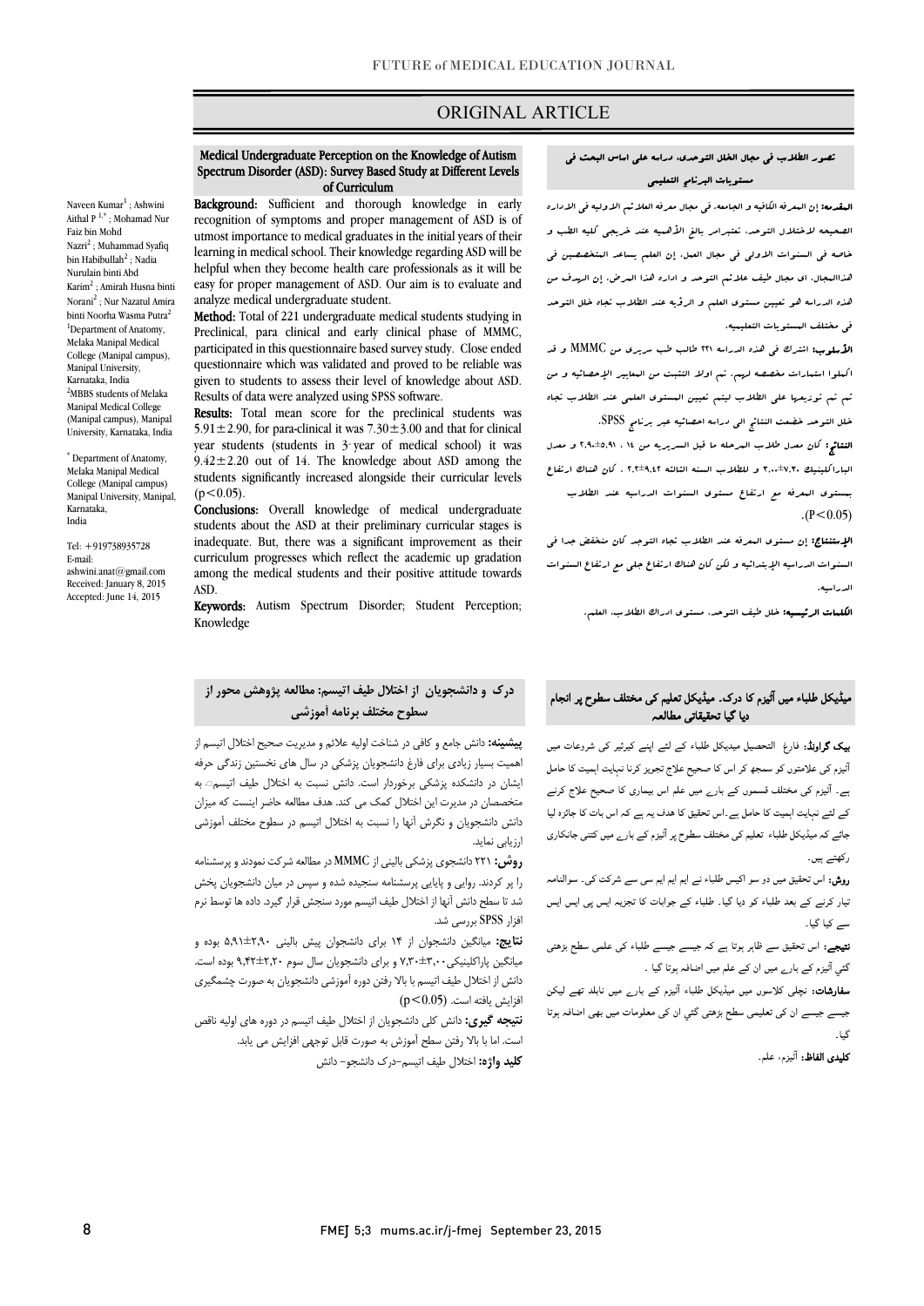ORIGINAL ARTICLE

# Medical Undergraduate Perception on the Knowledge of Autism Spectrum Disorder (ASD): Survey Based Study at Different Levels of Curriculum

Naveen Kumar[1] ; Ashwini Aithal P [1,*] ; Mohamad Nur Faiz bin Mohd Nazri[2] ; Muhammad Syafiq bin Habibullah[2] ; Nadia Nurulain binti Abd Karim[2] ; Amirah Husna binti Norani[2] ; Nur Nazatul Amira binti Noorha Wasma Putra[2]

[1]Department of Anatomy, Melaka Manipal Medical College (Manipal campus), Manipal University, Karnataka, India

[2]MBBS students of Melaka Manipal Medical College (Manipal campus), Manipal University, Karnataka, India

[*] Department of Anatomy, Melaka Manipal Medical College (Manipal campus) Manipal University, Manipal, Karnataka, India

Tel: +919738935728
E-mail: ashwini.anat@gmail.com
Received: January 8, 2015
Accepted: June 14, 2015

**Background:** Sufficient and thorough knowledge in early recognition of symptoms and proper management of ASD is of utmost importance to medical graduates in the initial years of their learning in medical school. Their knowledge regarding ASD will be helpful when they become health care professionals as it will be easy for proper management of ASD. Our aim is to evaluate and analyze medical undergraduate student.

**Method:** Total of 221 undergraduate medical students studying in Preclinical, para clinical and early clinical phase of MMMC, participated in this questionnaire based survey study. Close ended questionnaire which was validated and proved to be reliable was given to students to assess their level of knowledge about ASD. Results of data were analyzed using SPSS software.

**Results:** Total mean score for the preclinical students was 5.91±2.90, for para-clinical it was 7.30±3.00 and that for clinical year students (students in 3rd year of medical school) it was 9.42±2.20 out of 14. The knowledge about ASD among the students significantly increased alongside their curricular levels ($p<0.05$).

**Conclusions:** Overall knowledge of medical undergraduate students about the ASD at their preliminary curricular stages is inadequate. But, there was a significant improvement as their curriculum progresses which reflect the academic up gradation among the medical students and their positive attitude towards ASD.

**Keywords:** Autism Spectrum Disorder; Student Perception; Knowledge

## تصور الطلاب فی مجال الخلل التوحدی، دراسه علی اساس البحث فی مستویات البرنامج التعلیمی

**المقدمه:** إن المعرفه الکافیه و الجامعه، فی مجال معرفه العلائم الاولیه فی الاداره الصحیحه لاختلال التوحد، تعتبرامر بالغ الأهمیه عند خریجی کلیه الطب و خاصه فی السنوات الاولی فی مجال العمل. إن العلم یساعد المتخصصین فی هذاالمجال، ای مجال طیف علائم التوحد و اداره هذا المرض. إن الهدف من هذه الدراسه هو تعیین مستوی العلم و الرؤیه عند الطلاب تجاه خلل التوحد فی مختلف المستویات التعلیمیه.

**الأسلوب:** اشترک فی هذه الدراسه ۲۲۱ طالب طب سریری من MMMC و قد اکملوا استمارات مخصصه لهم. تم اولا التثبت من المعاییر الإحصائیه و من ثم تم توزیعها علی الطلاب لیتم تعیین المستوی العلمی عند الطلاب تجاه خلل التوحد خضعت النتائج الی دراسه احصائیه عبر برنامج SPSS.

**النتائج:** کان معدل طلاب المرحله ما قبل السریریه من ۱۴ ، ۵.۹۱±۲.۹۰ و معدل الباراکلینیک ۷.۳۰±۳.۰۰ و للطلاب السنه الثالثه ۹.۴۲±۲.۲ . کان هناک ارتفاع بمستوی المعرفه مع ارتفاع مستوی السنوات الدراسیه عند الطلاب ($P<0.05$).

**الإستنتاج:** إن مستوی المعرفه عند الطلاب تجاه التوحد کان منخفض جدا فی السنوات الدراسیه الإبتدائیه و لکن کان هناک ارتفاع جلی مع ارتفاع السنوات الدراسیه.

**الکلمات الرئیسیه:** خلل طیف التوحد، مستوی ادراک الطلاب، العلم.

## درک و دانشجویان از اختلال طیف اتیسم: مطالعه پژوهش محور از سطوح مختلف برنامه آموزشی

**پیشینه:** دانش جامع و کافی در شناخت اولیه علائم و مدیریت صحیح اختلال اتیسم از اهمیت بسیار زیادی برای فارغ دانشجویان پزشکی در سال های نخستین زندگی حرفه ایشان در دانشکده پزشکی برخوردار است. دانش نسبت به اختلال طیف اتیسم به متخصصان در مدیریت این اختلال کمک می کند. هدف مطالعه حاضر اینست که میزان دانش دانشجویان و نگرش آنها را نسبت به اختلال اتیسم در سطوح مختلف آموزشی ارزیابی نماید.

**روش:** ۲۲۱ دانشجوی پزشکی بالینی از MMMC در مطالعه شرکت نمودند و پرسشنامه را پر کردند. روایی و پایایی پرسشنامه سنجیده شده و سپس در میان دانشجویان پخش شد تا سطح دانش آنها از اختلال طیف اتیسم مورد سنجش قرار گیرد. داده ها توسط نرم افزار SPSS بررسی شد.

**نتایج:** میانگین دانشجوان از ۱۴ برای دانشجوان پیش بالینی ۵٫۹۱±۲٫۹۰ بوده و میانگین پاراکلینیکی ۷٫۳۰±۳٫۰۰ و برای دانشجویان سال سوم ۹٫۴۲±۲٫۲۰ بوده است. دانش از اختلال طیف اتیسم با بالا رفتن دوره آموزشی دانشجویان به صورت چشمگیری افزایش یافته است. ($p<0.05$)

**نتیجه گیری:** دانش کلی دانشجویان از اختلال طیف اتیسم در دوره های اولیه ناقص است. اما با بالا رفتن سطح آموزش به صورت قابل توجهی افزایش می یابد.

**کلید واژه:** اختلال طیف اتیسم- درک دانشجو- دانش

## میڈیکل طلباء میں آٹیزم کا درک۔ میڈیکل تعلیم کی مختلف سطوح پر انجام دیا گیا تحقیقاتی مطالعہ

**بیک گراونڈ:** فارغ التحصیل میڈیکل طلباء کے لئے اپنے کیرئیر کی شروعات میں آٹیزم کی علامتوں کو سمجھ کر اس کا صحیح علاج تجویز کرنا نہایت اہمیت کا حامل ہے۔ آٹیزم کی مختلف قسموں کے بارے میں علم اس بیماری کا صحیح علاج کرنے کے لئے نہایت اہمیت کا حامل ہے۔اس تحقیق کا ھدف یہ ہے کہ اس بات کا جائزہ لیا جائے کہ میڈیکل طلباء تعلیم کی مختلف سطوح پر آٹیزم کے بارے میں کتنی جانکاری رکھتے ہیں۔

**روش:** اس تحقیق میں دو سو اکیس طلباء نے ایم ایم ایم سی سے شرکت کی۔ سوالنامہ تیار کرنے کے بعد طلباء کو دیا گیا۔ طلباء کے جوابات کا تجزیہ ایس پی ایس ایس سے کیا گیا۔

**نتیجے:** اس تحقیق سے ظاہر ہوتا ہے کہ جیسے جیسے طلباء کی علمی سطح بڑھتی گئي آٹیزم کے بارے میں ان کے علم میں اضافہ ہوتا گیا ۔

**سفارشات:** نچلی کلاسوں میں میڈیکل طلباء آٹیزم کے بارے میں نابلد تھے لیکن جیسے جیسے ان کی تعلیمی سطح بڑھتی گئي ان کی معلومات میں بھی اضافہ ہوتا گيا۔

**کلیدی الفاظ:** آٹیزم، علم۔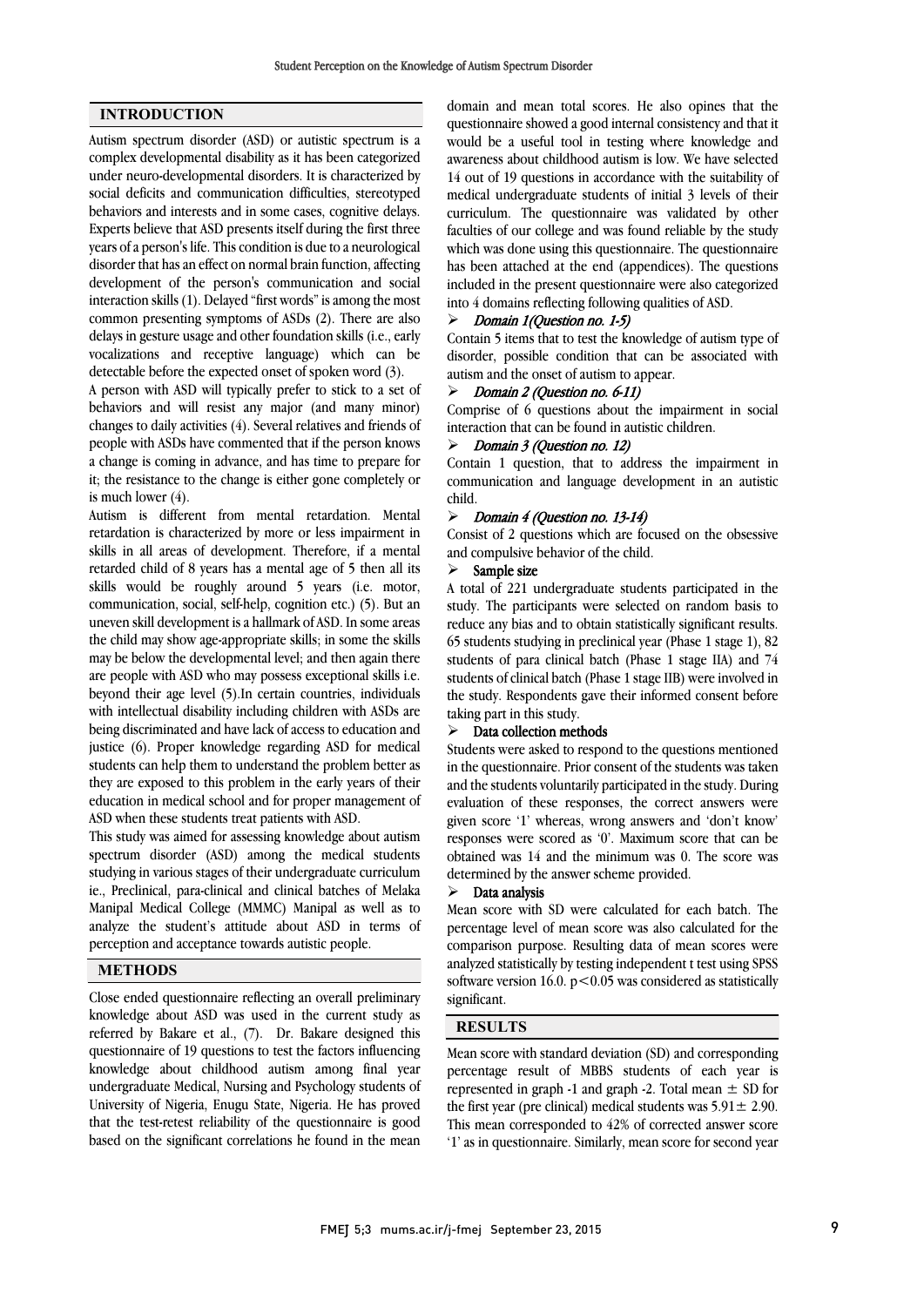## INTRODUCTION

Autism spectrum disorder (ASD) or autistic spectrum is a complex developmental disability as it has been categorized under neuro-developmental disorders. It is characterized by social deficits and communication difficulties, stereotyped behaviors and interests and in some cases, cognitive delays. Experts believe that ASD presents itself during the first three years of a person's life. This condition is due to a neurological disorder that has an effect on normal brain function, affecting development of the person's communication and social interaction skills (1). Delayed "first words" is among the most common presenting symptoms of ASDs (2). There are also delays in gesture usage and other foundation skills (i.e., early vocalizations and receptive language) which can be detectable before the expected onset of spoken word (3).

A person with ASD will typically prefer to stick to a set of behaviors and will resist any major (and many minor) changes to daily activities (4). Several relatives and friends of people with ASDs have commented that if the person knows a change is coming in advance, and has time to prepare for it; the resistance to the change is either gone completely or is much lower (4).

Autism is different from mental retardation. Mental retardation is characterized by more or less impairment in skills in all areas of development. Therefore, if a mental retarded child of 8 years has a mental age of 5 then all its skills would be roughly around 5 years (i.e. motor, communication, social, self-help, cognition etc.) (5). But an uneven skill development is a hallmark of ASD. In some areas the child may show age-appropriate skills; in some the skills may be below the developmental level; and then again there are people with ASD who may possess exceptional skills i.e. beyond their age level (5).In certain countries, individuals with intellectual disability including children with ASDs are being discriminated and have lack of access to education and justice (6). Proper knowledge regarding ASD for medical students can help them to understand the problem better as they are exposed to this problem in the early years of their education in medical school and for proper management of ASD when these students treat patients with ASD.

This study was aimed for assessing knowledge about autism spectrum disorder (ASD) among the medical students studying in various stages of their undergraduate curriculum ie., Preclinical, para-clinical and clinical batches of Melaka Manipal Medical College (MMMC) Manipal as well as to analyze the student's attitude about ASD in terms of perception and acceptance towards autistic people.

## METHODS

Close ended questionnaire reflecting an overall preliminary knowledge about ASD was used in the current study as referred by Bakare et al., (7). Dr. Bakare designed this questionnaire of 19 questions to test the factors influencing knowledge about childhood autism among final year undergraduate Medical, Nursing and Psychology students of University of Nigeria, Enugu State, Nigeria. He has proved that the test-retest reliability of the questionnaire is good based on the significant correlations he found in the mean domain and mean total scores. He also opines that the questionnaire showed a good internal consistency and that it would be a useful tool in testing where knowledge and awareness about childhood autism is low. We have selected 14 out of 19 questions in accordance with the suitability of medical undergraduate students of initial 3 levels of their curriculum. The questionnaire was validated by other faculties of our college and was found reliable by the study which was done using this questionnaire. The questionnaire has been attached at the end (appendices). The questions included in the present questionnaire were also categorized into 4 domains reflecting following qualities of ASD.

- *Domain 1(Question no. 1-5)*

Contain 5 items that to test the knowledge of autism type of disorder, possible condition that can be associated with autism and the onset of autism to appear.

- *Domain 2 (Question no. 6-11)*

Comprise of 6 questions about the impairment in social interaction that can be found in autistic children.

- *Domain 3 (Question no. 12)*

Contain 1 question, that to address the impairment in communication and language development in an autistic child.

- *Domain 4 (Question no. 13-14)*

Consist of 2 questions which are focused on the obsessive and compulsive behavior of the child.

- **Sample size**

A total of 221 undergraduate students participated in the study. The participants were selected on random basis to reduce any bias and to obtain statistically significant results. 65 students studying in preclinical year (Phase 1 stage 1), 82 students of para clinical batch (Phase 1 stage IIA) and 74 students of clinical batch (Phase 1 stage IIB) were involved in the study. Respondents gave their informed consent before taking part in this study.

- **Data collection methods**

Students were asked to respond to the questions mentioned in the questionnaire. Prior consent of the students was taken and the students voluntarily participated in the study. During evaluation of these responses, the correct answers were given score '1' whereas, wrong answers and 'don't know' responses were scored as '0'. Maximum score that can be obtained was 14 and the minimum was 0. The score was determined by the answer scheme provided.

- **Data analysis**

Mean score with SD were calculated for each batch. The percentage level of mean score was also calculated for the comparison purpose. Resulting data of mean scores were analyzed statistically by testing independent t test using SPSS software version 16.0. $p<0.05$ was considered as statistically significant.

## RESULTS

Mean score with standard deviation (SD) and corresponding percentage result of MBBS students of each year is represented in graph -1 and graph -2. Total mean $\pm$ SD for the first year (pre clinical) medical students was $5.91\pm 2.90$. This mean corresponded to 42% of corrected answer score '1' as in questionnaire. Similarly, mean score for second year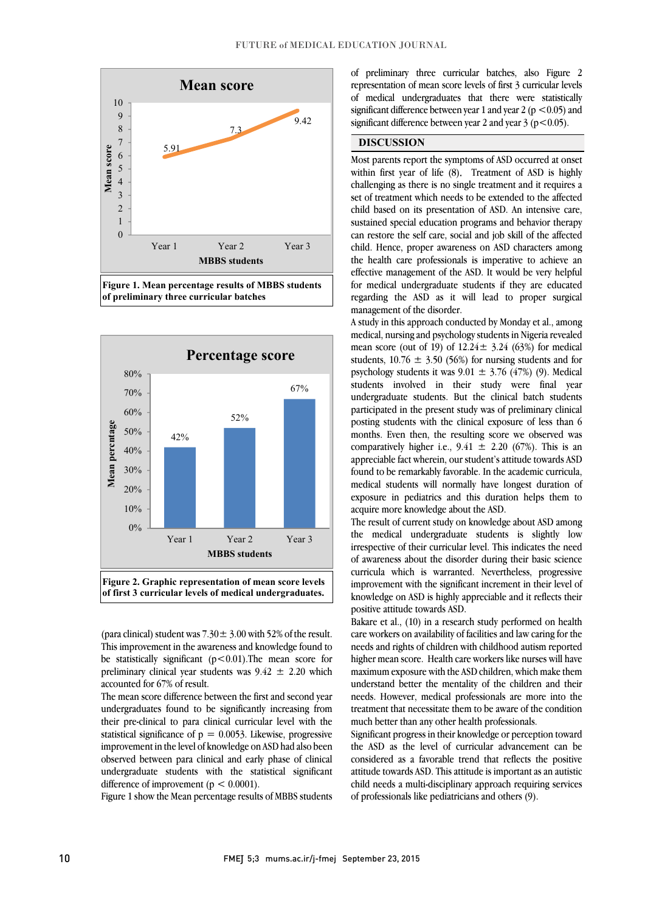Figure 1. Mean percentage results of MBBS students of preliminary three curricular batches

Figure 2. Graphic representation of mean score levels of first 3 curricular levels of medical undergraduates.

(para clinical) student was 7.30± 3.00 with 52% of the result. This improvement in the awareness and knowledge found to be statistically significant ($p<0.01$).The mean score for preliminary clinical year students was 9.42 ± 2.20 which accounted for 67% of result.

The mean score difference between the first and second year undergraduates found to be significantly increasing from their pre-clinical to para clinical curricular level with the statistical significance of $p = 0.0053$. Likewise, progressive improvement in the level of knowledge on ASD had also been observed between para clinical and early phase of clinical undergraduate students with the statistical significant difference of improvement ($p < 0.0001$).

Figure 1 show the Mean percentage results of MBBS students of preliminary three curricular batches, also Figure 2 representation of mean score levels of first 3 curricular levels of medical undergraduates that there were statistically significant difference between year 1 and year 2 ($p < 0.05$) and significant difference between year 2 and year 3 ($p<0.05$).

## DISCUSSION

Most parents report the symptoms of ASD occurred at onset within first year of life (8). Treatment of ASD is highly challenging as there is no single treatment and it requires a set of treatment which needs to be extended to the affected child based on its presentation of ASD. An intensive care, sustained special education programs and behavior therapy can restore the self care, social and job skill of the affected child. Hence, proper awareness on ASD characters among the health care professionals is imperative to achieve an effective management of the ASD. It would be very helpful for medical undergraduate students if they are educated regarding the ASD as it will lead to proper surgical management of the disorder.

A study in this approach conducted by Monday et al., among medical, nursing and psychology students in Nigeria revealed mean score (out of 19) of 12.24± 3.24 (63%) for medical students, 10.76 ± 3.50 (56%) for nursing students and for psychology students it was 9.01 ± 3.76 (47%) (9). Medical students involved in their study were final year undergraduate students. But the clinical batch students participated in the present study was of preliminary clinical posting students with the clinical exposure of less than 6 months. Even then, the resulting score we observed was comparatively higher i.e., 9.41 ± 2.20 (67%). This is an appreciable fact wherein, our student's attitude towards ASD found to be remarkably favorable. In the academic curricula, medical students will normally have longest duration of exposure in pediatrics and this duration helps them to acquire more knowledge about the ASD.

The result of current study on knowledge about ASD among the medical undergraduate students is slightly low irrespective of their curricular level. This indicates the need of awareness about the disorder during their basic science curricula which is warranted. Nevertheless, progressive improvement with the significant increment in their level of knowledge on ASD is highly appreciable and it reflects their positive attitude towards ASD.

Bakare et al., (10) in a research study performed on health care workers on availability of facilities and law caring for the needs and rights of children with childhood autism reported higher mean score. Health care workers like nurses will have maximum exposure with the ASD children, which make them understand better the mentality of the children and their needs. However, medical professionals are more into the treatment that necessitate them to be aware of the condition much better than any other health professionals.

Significant progress in their knowledge or perception toward the ASD as the level of curricular advancement can be considered as a favorable trend that reflects the positive attitude towards ASD. This attitude is important as an autistic child needs a multi-disciplinary approach requiring services of professionals like pediatricians and others (9).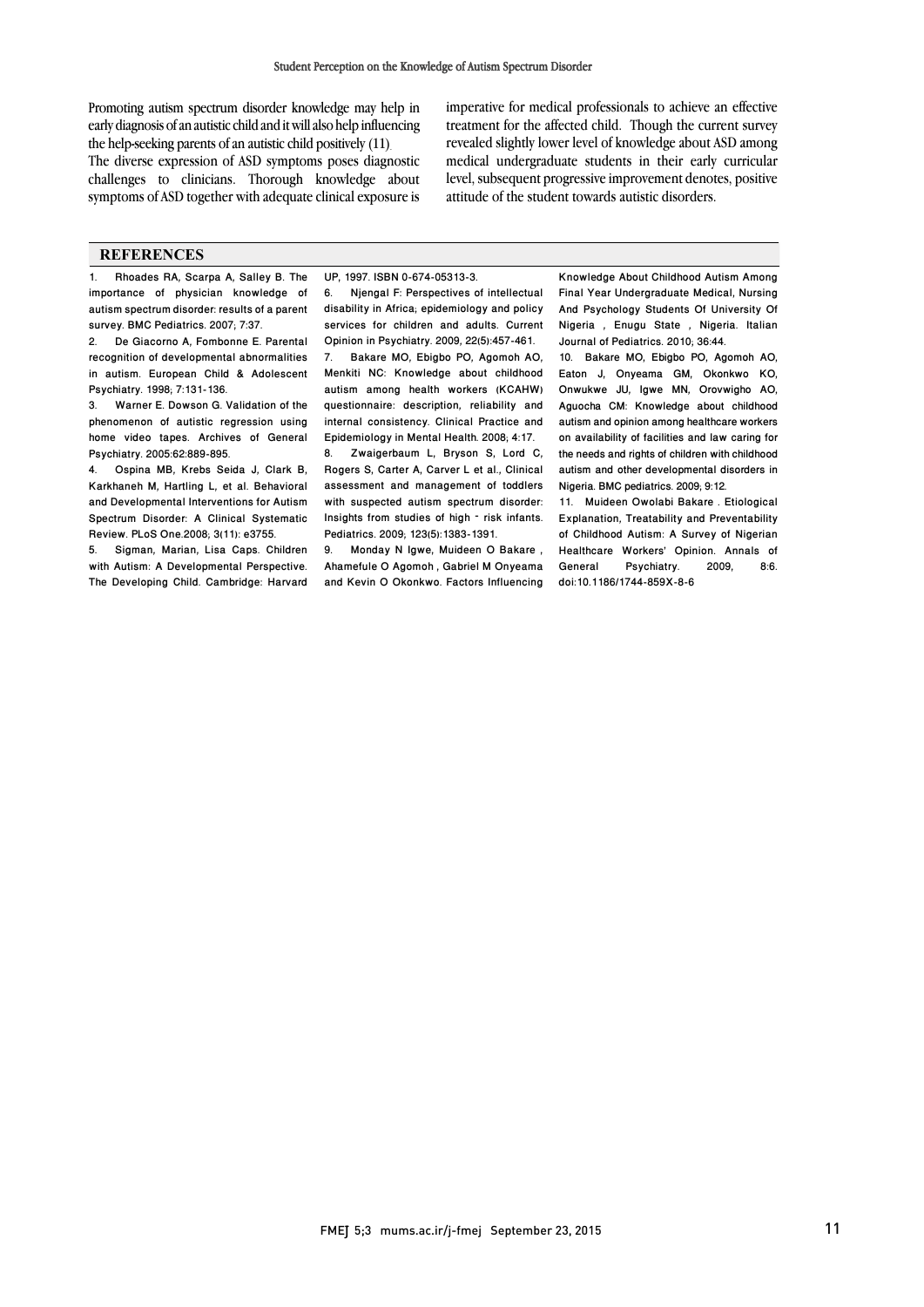Promoting autism spectrum disorder knowledge may help in early diagnosis of an autistic child and it will also help influencing the help-seeking parents of an autistic child positively (11).

The diverse expression of ASD symptoms poses diagnostic challenges to clinicians. Thorough knowledge about symptoms of ASD together with adequate clinical exposure is imperative for medical professionals to achieve an effective treatment for the affected child. Though the current survey revealed slightly lower level of knowledge about ASD among medical undergraduate students in their early curricular level, subsequent progressive improvement denotes, positive attitude of the student towards autistic disorders.

## REFERENCES

1. Rhoades RA, Scarpa A, Salley B. The importance of physician knowledge of autism spectrum disorder: results of a parent survey. BMC Pediatrics. 2007; 7:37.
2. De Giacorno A, Fombonne E. Parental recognition of developmental abnormalities in autism. European Child & Adolescent Psychiatry. 1998; 7:131-136.
3. Warner E. Dowson G. Validation of the phenomenon of autistic regression using home video tapes. Archives of General Psychiatry. 2005:62:889-895.
4. Ospina MB, Krebs Seida J, Clark B, Karkhaneh M, Hartling L, et al. Behavioral and Developmental Interventions for Autism Spectrum Disorder: A Clinical Systematic Review. PLoS One.2008; 3(11): e3755.
5. Sigman, Marian, Lisa Caps. Children with Autism: A Developmental Perspective. The Developing Child. Cambridge: Harvard UP, 1997. ISBN 0-674-05313-3.
6. Njengal F: Perspectives of intellectual disability in Africa; epidemiology and policy services for children and adults. Current Opinion in Psychiatry. 2009, 22(5):457-461.
7. Bakare MO, Ebigbo PO, Agomoh AO, Menkiti NC: Knowledge about childhood autism among health workers (KCAHW) questionnaire: description, reliability and internal consistency. Clinical Practice and Epidemiology in Mental Health. 2008; 4:17.
8. Zwaigerbaum L, Bryson S, Lord C, Rogers S, Carter A, Carver L et al., Clinical assessment and management of toddlers with suspected autism spectrum disorder: Insights from studies of high - risk infants. Pediatrics. 2009; 123(5):1383-1391.
9. Monday N Igwe, Muideen O Bakare , Ahamefule O Agomoh , Gabriel M Onyeama and Kevin O Okonkwo. Factors Influencing Knowledge About Childhood Autism Among Final Year Undergraduate Medical, Nursing And Psychology Students Of University Of Nigeria , Enugu State , Nigeria. Italian Journal of Pediatrics. 2010; 36:44.
10. Bakare MO, Ebigbo PO, Agomoh AO, Eaton J, Onyeama GM, Okonkwo KO, Onwukwe JU, Igwe MN, Orovwigho AO, Aguocha CM: Knowledge about childhood autism and opinion among healthcare workers on availability of facilities and law caring for the needs and rights of children with childhood autism and other developmental disorders in Nigeria. BMC pediatrics. 2009; 9:12.
11. Muideen Owolabi Bakare . Etiological Explanation, Treatability and Preventability of Childhood Autism: A Survey of Nigerian Healthcare Workers' Opinion. Annals of General Psychiatry. 2009, 8:6. doi:10.1186/1744-859X-8-6